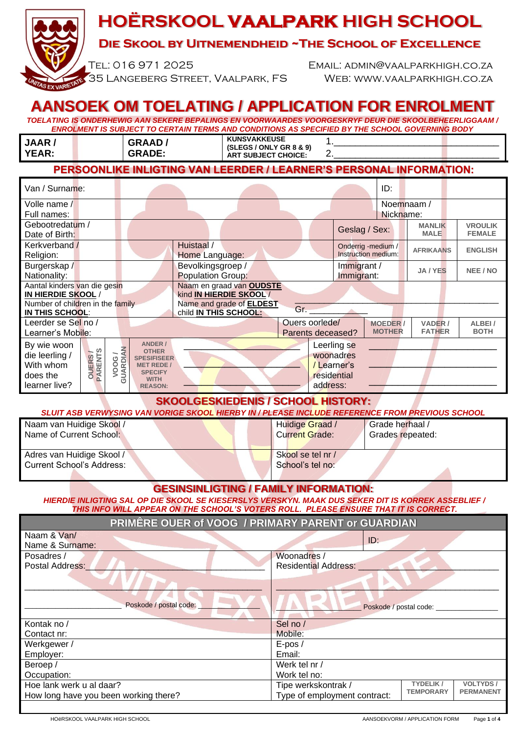# HOËRSKOOL VAALPARK HIGH SCHOOL

## DIE SKOOL BY UITNEMENDHEID ~THE SCHOOL OF EXCELLENCE

TEL: 016 971 2025
35 LANGEBERG STREET, VAALPARK, FS

EMAIL: ADMIN@VAALPARKHIGH.CO.ZA
WEB: WWW.VAALPARKHIGH.CO.ZA

# AANSOEK OM TOELATING / APPLICATION FOR ENROLMENT

***TOELATING IS ONDERHEWIG AAN SEKERE BEPALINGS EN VOORWAARDES VOORGESKRYF DEUR DIE SKOOLBEHEERLIGGAAM / ENROLMENT IS SUBJECT TO CERTAIN TERMS AND CONDITIONS AS SPECIFIED BY THE SCHOOL GOVERNING BODY***

| **JAAR / YEAR:** | | **GRAAD / GRADE:** | | **KUNSVAKKEUSE (SLEGS / ONLY GR 8 & 9) ART SUBJECT CHOICE:** | 1.___________________ 2.___________________ |
|---|---|---|---|---|---|

## PERSOONLIKE INLIGTING VAN LEERDER / LEARNER'S PERSONAL INFORMATION:

| | | | | | |
|---|---|---|---|---|---|
| Van / Surname: | | | | ID: | |
| Volle name / Full names: | | | | Noemnaam / Nickname: | |
| Geboortedatum / Date of Birth: | | | Geslag / Sex: | **MANLIK MALE** | **VROULIK FEMALE** |
| Kerkverband / Religion: | Huistaal / Home Language: | | Onderrig -medium / Instruction medium: | **AFRIKAANS** | **ENGLISH** |
| Burgerskap / Nationality: | Bevolkingsgroep / Population Group: | | Immigrant / Immigrant: | **JA / YES** | **NEE / NO** |
| Aantal kinders van die gesin **IN HIERDIE SKOOL** / Number of children in the family **IN THIS SCHOOL**: | Naam en graad van **OUDSTE** kind **IN HIERDIE SKOOL** / Name and grade of **ELDEST** child **IN THIS SCHOOL**: | ___________________ Gr. ____________ | | | |
| Leerder se Sel no / Learner's Mobile: | | Ouers oorlede/ Parents deceased? | **MOEDER / MOTHER** | **VADER / FATHER** | **ALBEI / BOTH** |
| By wie woon die leerling / With whom does the learner live? | **OUERS / PARENTS** &#124; **VOOG / GUARDIAN** &#124; **ANDER / OTHER SPESIFISEER MET REDE / SPECIFY WITH REASON:** ___________________ | | Leerling se woonadres / Learner's residential address: | ___________________ | |

## SKOOLGESKIEDENIS / SCHOOL HISTORY:

***SLUIT ASB VERWYSING VAN VORIGE SKOOL HIERBY IN / PLEASE INCLUDE REFERENCE FROM PREVIOUS SCHOOL***

| | | |
|---|---|---|
| Naam van Huidige Skool / Name of Current School: | Huidige Graad / Current Grade: | Grade herhaal / Grades repeated: |
| Adres van Huidige Skool / Current School's Address: | Skool se tel nr / School's tel no: | |

## GESINSINLIGTING / FAMILY INFORMATION:

***HIERDIE INLIGTING SAL OP DIE SKOOL SE KIESERSLYS VERSKYN. MAAK DUS SEKER DIT IS KORREK ASSEBLIEF / THIS INFO WILL APPEAR ON THE SCHOOL'S VOTERS ROLL. PLEASE ENSURE THAT IT IS CORRECT.***

| **PRIMÊRE OUER of VOOG / PRIMARY PARENT or GUARDIAN** | | | |
|---|---|---|---|
| Naam & Van/ Name & Surname: | ID: | | |
| Posadres / Postal Address: ___________________ ___________________ ___________ Poskode / postal code: ________ | Woonadres / Residential Address: ___________________ ___________________ ___________ Poskode / postal code: ________ | | |
| Kontak no / Contact nr: | Sel no / Mobile: | | |
| Werkgewer / Employer: | E-pos / Email: | | |
| Beroep / Occupation: | Werk tel nr / Work tel no: | | |
| Hoe lank werk u al daar? How long have you been working there? | Tipe werkskontrak / Type of employment contract: | **TYDELIK / TEMPORARY** | **VOLTYDS / PERMANENT** |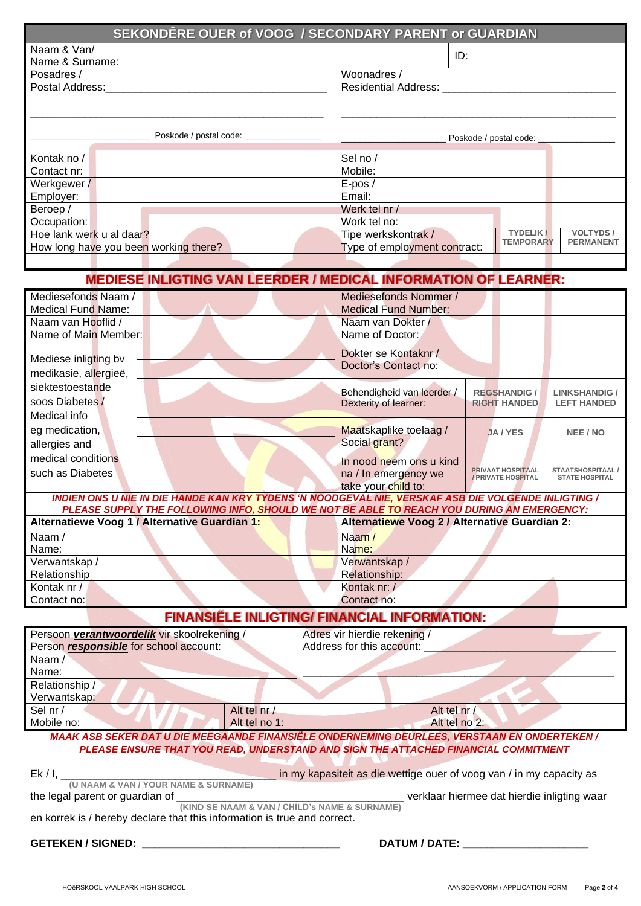## SEKONDÊRE OUER of VOOG / SECONDARY PARENT or GUARDIAN

| | | | |
|---|---|---|---|
| Naam & Van/ Name & Surname: | | ID: | |
| Posadres / Postal Address:\_\_\_\_\_\_\_\_\_\_\_\_\_\_\_\_\_\_\_\_ <br> \_\_\_\_\_\_\_\_\_\_\_\_\_\_\_\_\_\_\_\_ <br> \_\_\_\_\_\_\_\_\_\_ Poskode / postal code: \_\_\_\_\_\_\_\_ | | Woonadres / Residential Address: \_\_\_\_\_\_\_\_\_\_\_\_\_\_\_\_\_\_\_\_ <br> \_\_\_\_\_\_\_\_\_\_\_\_\_\_\_\_\_\_\_\_ <br> \_\_\_\_\_\_\_\_\_\_ Poskode / postal code: \_\_\_\_\_\_\_\_ | |
| Kontak no / Contact nr: | | Sel no / Mobile: | |
| Werkgewer / Employer: | | E-pos / Email: | |
| Beroep / Occupation: | | Werk tel nr / Work tel no: | |
| Hoe lank werk u al daar? How long have you been working there? | | Tipe werkskontrak / Type of employment contract: | TYDELIK / TEMPORARY \| VOLTYDS / PERMANENT |

## MEDIESE INLIGTING VAN LEERDER / MEDICAL INFORMATION OF LEARNER:

| | | | | |
|---|---|---|---|---|
| Mediesefonds Naam / Medical Fund Name: | | Mediesefonds Nommer / Medical Fund Number: | | |
| Naam van Hooflid / Name of Main Member: | | Naam van Dokter / Name of Doctor: | | |
| Mediese inligting bv medikasie, allergieë, siektestoestande soos Diabetes / Medical info eg medication, allergies and medical conditions such as Diabetes | \_\_\_\_\_\_\_\_\_\_ <br> \_\_\_\_\_\_\_\_\_\_ <br> \_\_\_\_\_\_\_\_\_\_ <br> \_\_\_\_\_\_\_\_\_\_ <br> \_\_\_\_\_\_\_\_\_\_ <br> \_\_\_\_\_\_\_\_\_\_ <br> \_\_\_\_\_\_\_\_\_\_ <br> \_\_\_\_\_\_\_\_\_\_ | Dokter se Kontaknr / Doctor's Contact no: | | |
| | | Behendigheid van leerder / Dexterity of learner: | REGSHANDIG / RIGHT HANDED | LINKSHANDIG / LEFT HANDED |
| | | Maatskaplike toelaag / Social grant? | JA / YES | NEE / NO |
| | | In nood neem ons u kind na / In emergency we take your child to: | PRIVAAT HOSPITAAL / PRIVATE HOSPITAL | STAATSHOSPITAAL / STATE HOSPITAL |

***INDIEN ONS U NIE IN DIE HANDE KAN KRY TYDENS 'N NOODGEVAL NIE, VERSKAF ASB DIE VOLGENDE INLIGTING / PLEASE SUPPLY THE FOLLOWING INFO, SHOULD WE NOT BE ABLE TO REACH YOU DURING AN EMERGENCY:***

| **Alternatiewe Voog 1 / Alternative Guardian 1:** | **Alternatiewe Voog 2 / Alternative Guardian 2:** |
|---|---|
| Naam / Name: | Naam / Name: |
| Verwantskap / Relationship | Verwantskap / Relationship: |
| Kontak nr / Contact no: | Kontak nr: / Contact no: |

## FINANSIËLE INLIGTING/ FINANCIAL INFORMATION:

| | | |
|---|---|---|
| Persoon ***verantwoordelik*** vir skoolrekening / Person ***responsible*** for school account: <br> Naam / Name: | Adres vir hierdie rekening / Address for this account: \_\_\_\_\_\_\_\_\_\_\_\_\_\_\_\_\_\_\_\_ <br> \_\_\_\_\_\_\_\_\_\_\_\_\_\_\_\_\_\_\_\_ | |
| Relationship / Verwantskap: | | |
| Sel nr / Mobile no: | Alt tel nr / Alt tel no 1: | Alt tel nr / Alt tel no 2: |

***MAAK ASB SEKER DAT U DIE MEEGAANDE FINANSIËLE ONDERNEMING DEURLEES, VERSTAAN EN ONDERTEKEN / PLEASE ENSURE THAT YOU READ, UNDERSTAND AND SIGN THE ATTACHED FINANCIAL COMMITMENT***

Ek / I, \_\_\_\_\_\_\_\_\_\_\_\_\_\_\_\_\_\_\_\_\_\_\_\_\_\_\_\_ in my kapasiteit as die wettige ouer of voog van / in my capacity as
(U NAAM & VAN / YOUR NAME & SURNAME)

the legal parent or guardian of \_\_\_\_\_\_\_\_\_\_\_\_\_\_\_\_\_\_\_\_\_\_\_\_\_\_\_\_ verklaar hiermee dat hierdie inligting waar
(KIND SE NAAM & VAN / CHILD's NAME & SURNAME)

en korrek is / hereby declare that this information is true and correct.

**GETEKEN / SIGNED:** \_\_\_\_\_\_\_\_\_\_\_\_\_\_\_\_\_\_\_\_\_\_\_\_\_\_\_\_ **DATUM / DATE:** \_\_\_\_\_\_\_\_\_\_\_\_\_\_\_\_\_\_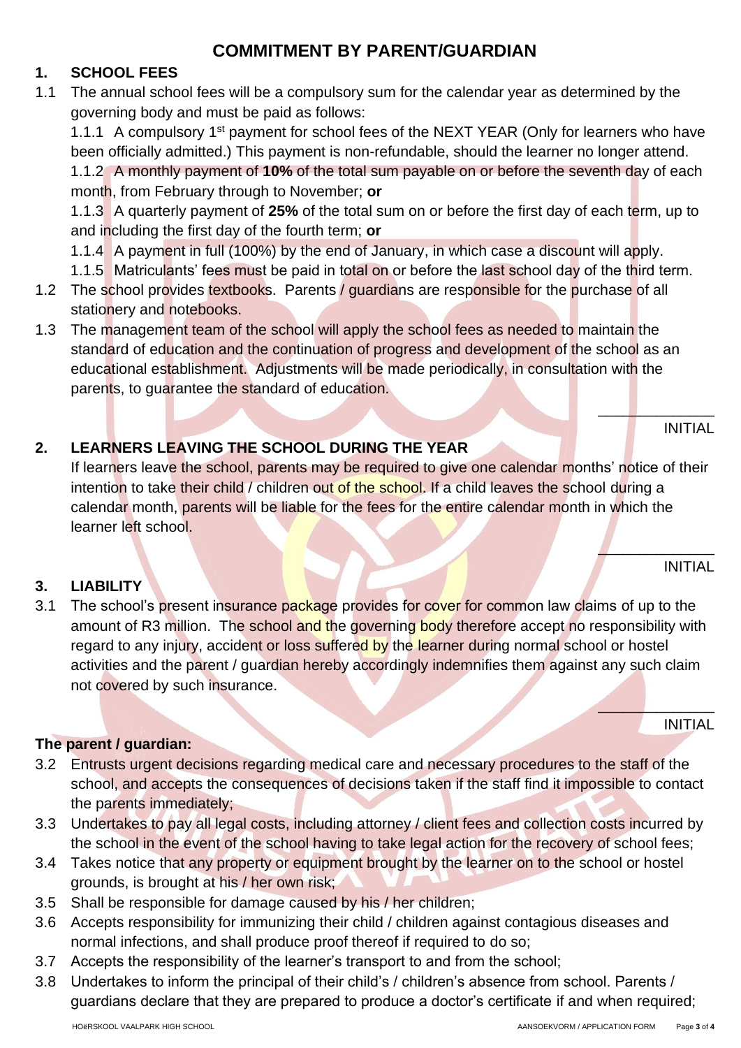# COMMITMENT BY PARENT/GUARDIAN

## 1. SCHOOL FEES

1.1 The annual school fees will be a compulsory sum for the calendar year as determined by the governing body and must be paid as follows:

1.1.1 A compulsory 1st payment for school fees of the NEXT YEAR (Only for learners who have been officially admitted.) This payment is non-refundable, should the learner no longer attend.

1.1.2 A monthly payment of **10%** of the total sum payable on or before the seventh day of each month, from February through to November; **or**

1.1.3 A quarterly payment of **25%** of the total sum on or before the first day of each term, up to and including the first day of the fourth term; **or**

1.1.4 A payment in full (100%) by the end of January, in which case a discount will apply.

1.1.5 Matriculants' fees must be paid in total on or before the last school day of the third term.

1.2 The school provides textbooks. Parents / guardians are responsible for the purchase of all stationery and notebooks.

1.3 The management team of the school will apply the school fees as needed to maintain the standard of education and the continuation of progress and development of the school as an educational establishment. Adjustments will be made periodically, in consultation with the parents, to guarantee the standard of education.

_______________ INITIAL

## 2. LEARNERS LEAVING THE SCHOOL DURING THE YEAR

If learners leave the school, parents may be required to give one calendar months' notice of their intention to take their child / children out of the school. If a child leaves the school during a calendar month, parents will be liable for the fees for the entire calendar month in which the learner left school.

_______________ INITIAL

## 3. LIABILITY

3.1 The school's present insurance package provides for cover for common law claims of up to the amount of R3 million. The school and the governing body therefore accept no responsibility with regard to any injury, accident or loss suffered by the learner during normal school or hostel activities and the parent / guardian hereby accordingly indemnifies them against any such claim not covered by such insurance.

_______________ INITIAL

**The parent / guardian:**

3.2 Entrusts urgent decisions regarding medical care and necessary procedures to the staff of the school, and accepts the consequences of decisions taken if the staff find it impossible to contact the parents immediately;

3.3 Undertakes to pay all legal costs, including attorney / client fees and collection costs incurred by the school in the event of the school having to take legal action for the recovery of school fees;

3.4 Takes notice that any property or equipment brought by the learner on to the school or hostel grounds, is brought at his / her own risk;

3.5 Shall be responsible for damage caused by his / her children;

3.6 Accepts responsibility for immunizing their child / children against contagious diseases and normal infections, and shall produce proof thereof if required to do so;

3.7 Accepts the responsibility of the learner's transport to and from the school;

3.8 Undertakes to inform the principal of their child's / children's absence from school. Parents / guardians declare that they are prepared to produce a doctor's certificate if and when required;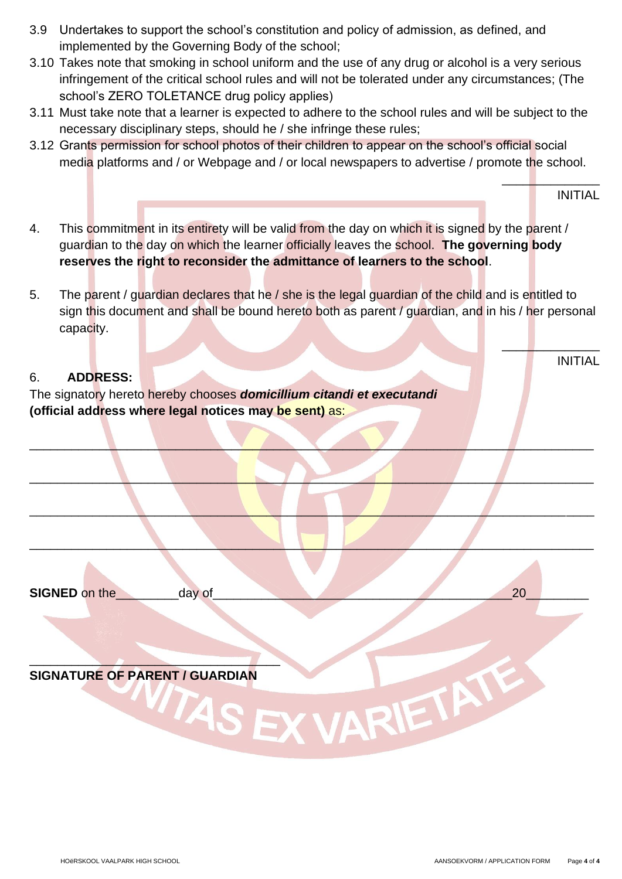3.9 Undertakes to support the school's constitution and policy of admission, as defined, and implemented by the Governing Body of the school;

3.10 Takes note that smoking in school uniform and the use of any drug or alcohol is a very serious infringement of the critical school rules and will not be tolerated under any circumstances; (The school's ZERO TOLETANCE drug policy applies)

3.11 Must take note that a learner is expected to adhere to the school rules and will be subject to the necessary disciplinary steps, should he / she infringe these rules;

3.12 Grants permission for school photos of their children to appear on the school's official social media platforms and / or Webpage and / or local newspapers to advertise / promote the school.

______________
INITIAL

4. This commitment in its entirety will be valid from the day on which it is signed by the parent / guardian to the day on which the learner officially leaves the school. **The governing body reserves the right to reconsider the admittance of learners to the school**.

5. The parent / guardian declares that he / she is the legal guardian of the child and is entitled to sign this document and shall be bound hereto both as parent / guardian, and in his / her personal capacity.

______________
INITIAL

6. **ADDRESS:**

The signatory hereto hereby chooses ***domicillium citandi et executandi*** **(official address where legal notices may be sent)** as:

________________________________________________________________________________

________________________________________________________________________________

________________________________________________________________________________

________________________________________________________________________________

**SIGNED** on the_________day of_____________________________________________20_________

___________________________________
**SIGNATURE OF PARENT / GUARDIAN**

UNITAS EX VARIETATE